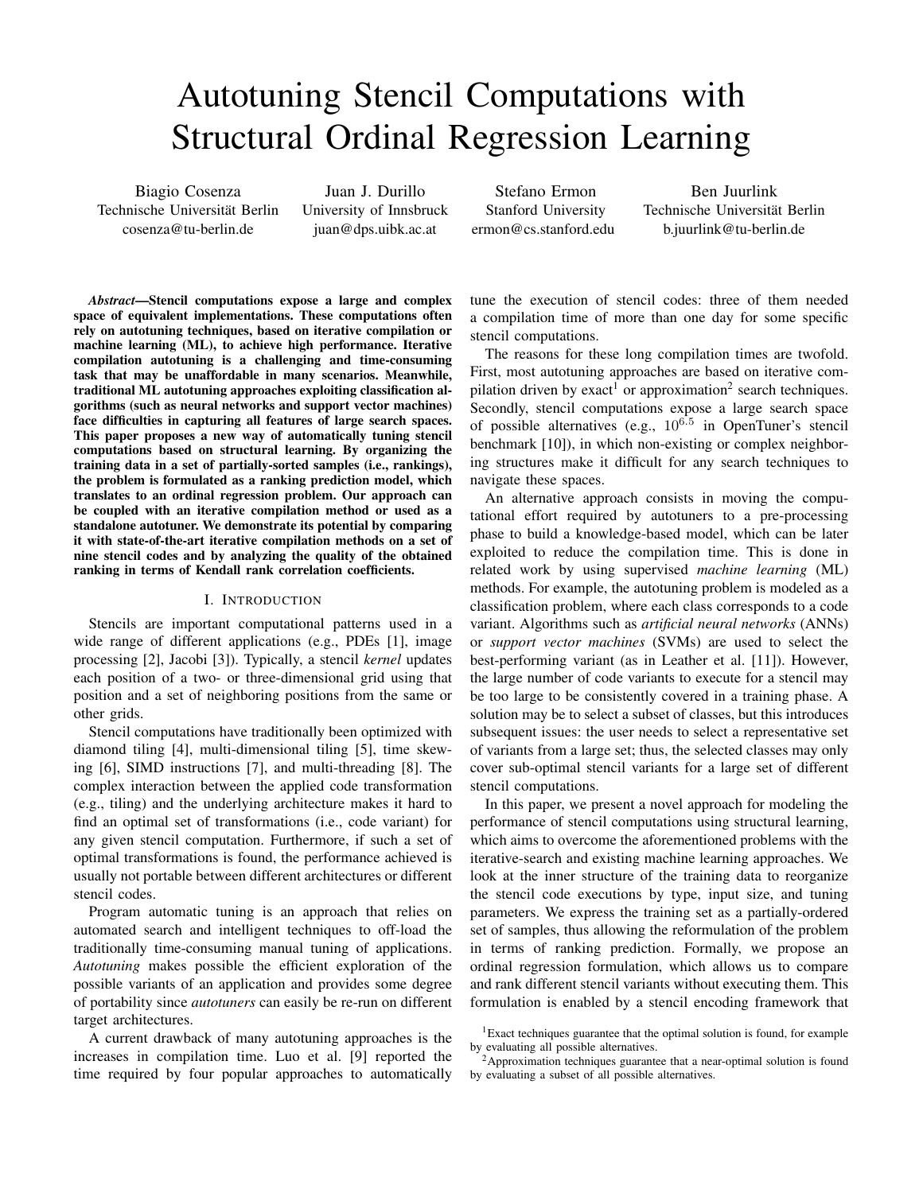# Autotuning Stencil Computations with Structural Ordinal Regression Learning

Biagio Cosenza
Technische Universität Berlin
cosenza@tu-berlin.de

Juan J. Durillo
University of Innsbruck
juan@dps.uibk.ac.at

Stefano Ermon
Stanford University
ermon@cs.stanford.edu

Ben Juurlink
Technische Universität Berlin
b.juurlink@tu-berlin.de

***Abstract*—Stencil computations expose a large and complex space of equivalent implementations. These computations often rely on autotuning techniques, based on iterative compilation or machine learning (ML), to achieve high performance. Iterative compilation autotuning is a challenging and time-consuming task that may be unaffordable in many scenarios. Meanwhile, traditional ML autotuning approaches exploiting classification algorithms (such as neural networks and support vector machines) face difficulties in capturing all features of large search spaces. This paper proposes a new way of automatically tuning stencil computations based on structural learning. By organizing the training data in a set of partially-sorted samples (i.e., rankings), the problem is formulated as a ranking prediction model, which translates to an ordinal regression problem. Our approach can be coupled with an iterative compilation method or used as a standalone autotuner. We demonstrate its potential by comparing it with state-of-the-art iterative compilation methods on a set of nine stencil codes and by analyzing the quality of the obtained ranking in terms of Kendall rank correlation coefficients.**

## I. Introduction

Stencils are important computational patterns used in a wide range of different applications (e.g., PDEs [1], image processing [2], Jacobi [3]). Typically, a stencil *kernel* updates each position of a two- or three-dimensional grid using that position and a set of neighboring positions from the same or other grids.

Stencil computations have traditionally been optimized with diamond tiling [4], multi-dimensional tiling [5], time skewing [6], SIMD instructions [7], and multi-threading [8]. The complex interaction between the applied code transformation (e.g., tiling) and the underlying architecture makes it hard to find an optimal set of transformations (i.e., code variant) for any given stencil computation. Furthermore, if such a set of optimal transformations is found, the performance achieved is usually not portable between different architectures or different stencil codes.

Program automatic tuning is an approach that relies on automated search and intelligent techniques to off-load the traditionally time-consuming manual tuning of applications. *Autotuning* makes possible the efficient exploration of the possible variants of an application and provides some degree of portability since *autotuners* can easily be re-run on different target architectures.

A current drawback of many autotuning approaches is the increases in compilation time. Luo et al. [9] reported the time required by four popular approaches to automatically tune the execution of stencil codes: three of them needed a compilation time of more than one day for some specific stencil computations.

The reasons for these long compilation times are twofold. First, most autotuning approaches are based on iterative compilation driven by exact[1] or approximation[2] search techniques. Secondly, stencil computations expose a large search space of possible alternatives (e.g., $10^{6.5}$ in OpenTuner's stencil benchmark [10]), in which non-existing or complex neighboring structures make it difficult for any search techniques to navigate these spaces.

An alternative approach consists in moving the computational effort required by autotuners to a pre-processing phase to build a knowledge-based model, which can be later exploited to reduce the compilation time. This is done in related work by using supervised *machine learning* (ML) methods. For example, the autotuning problem is modeled as a classification problem, where each class corresponds to a code variant. Algorithms such as *artificial neural networks* (ANNs) or *support vector machines* (SVMs) are used to select the best-performing variant (as in Leather et al. [11]). However, the large number of code variants to execute for a stencil may be too large to be consistently covered in a training phase. A solution may be to select a subset of classes, but this introduces subsequent issues: the user needs to select a representative set of variants from a large set; thus, the selected classes may only cover sub-optimal stencil variants for a large set of different stencil computations.

In this paper, we present a novel approach for modeling the performance of stencil computations using structural learning, which aims to overcome the aforementioned problems with the iterative-search and existing machine learning approaches. We look at the inner structure of the training data to reorganize the stencil code executions by type, input size, and tuning parameters. We express the training set as a partially-ordered set of samples, thus allowing the reformulation of the problem in terms of ranking prediction. Formally, we propose an ordinal regression formulation, which allows us to compare and rank different stencil variants without executing them. This formulation is enabled by a stencil encoding framework that

[1] Exact techniques guarantee that the optimal solution is found, for example by evaluating all possible alternatives.

[2] Approximation techniques guarantee that a near-optimal solution is found by evaluating a subset of all possible alternatives.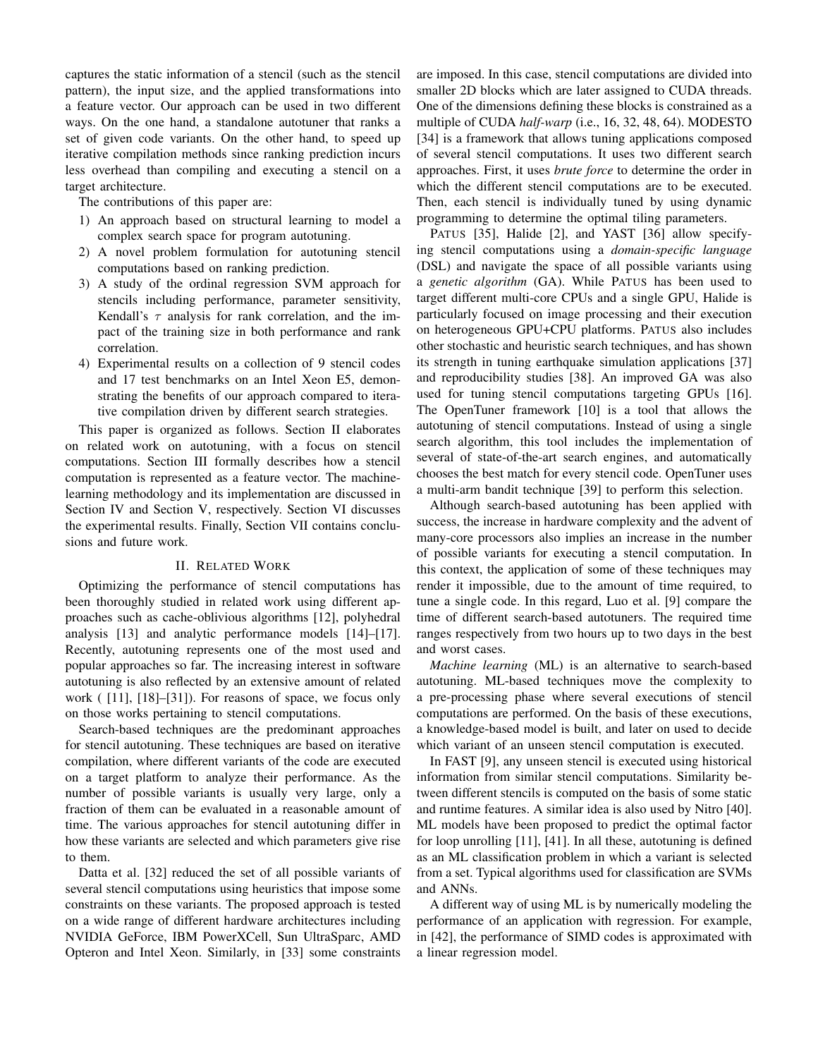captures the static information of a stencil (such as the stencil pattern), the input size, and the applied transformations into a feature vector. Our approach can be used in two different ways. On the one hand, a standalone autotuner that ranks a set of given code variants. On the other hand, to speed up iterative compilation methods since ranking prediction incurs less overhead than compiling and executing a stencil on a target architecture.

The contributions of this paper are:

1) An approach based on structural learning to model a complex search space for program autotuning.
2) A novel problem formulation for autotuning stencil computations based on ranking prediction.
3) A study of the ordinal regression SVM approach for stencils including performance, parameter sensitivity, Kendall's $\tau$ analysis for rank correlation, and the impact of the training size in both performance and rank correlation.
4) Experimental results on a collection of 9 stencil codes and 17 test benchmarks on an Intel Xeon E5, demonstrating the benefits of our approach compared to iterative compilation driven by different search strategies.

This paper is organized as follows. Section II elaborates on related work on autotuning, with a focus on stencil computations. Section III formally describes how a stencil computation is represented as a feature vector. The machine-learning methodology and its implementation are discussed in Section IV and Section V, respectively. Section VI discusses the experimental results. Finally, Section VII contains conclusions and future work.

## II. Related Work

Optimizing the performance of stencil computations has been thoroughly studied in related work using different approaches such as cache-oblivious algorithms [12], polyhedral analysis [13] and analytic performance models [14]–[17]. Recently, autotuning represents one of the most used and popular approaches so far. The increasing interest in software autotuning is also reflected by an extensive amount of related work ( [11], [18]–[31]). For reasons of space, we focus only on those works pertaining to stencil computations.

Search-based techniques are the predominant approaches for stencil autotuning. These techniques are based on iterative compilation, where different variants of the code are executed on a target platform to analyze their performance. As the number of possible variants is usually very large, only a fraction of them can be evaluated in a reasonable amount of time. The various approaches for stencil autotuning differ in how these variants are selected and which parameters give rise to them.

Datta et al. [32] reduced the set of all possible variants of several stencil computations using heuristics that impose some constraints on these variants. The proposed approach is tested on a wide range of different hardware architectures including NVIDIA GeForce, IBM PowerXCell, Sun UltraSparc, AMD Opteron and Intel Xeon. Similarly, in [33] some constraints are imposed. In this case, stencil computations are divided into smaller 2D blocks which are later assigned to CUDA threads. One of the dimensions defining these blocks is constrained as a multiple of CUDA *half-warp* (i.e., 16, 32, 48, 64). MODESTO [34] is a framework that allows tuning applications composed of several stencil computations. It uses two different search approaches. First, it uses *brute force* to determine the order in which the different stencil computations are to be executed. Then, each stencil is individually tuned by using dynamic programming to determine the optimal tiling parameters.

PATUS [35], Halide [2], and YAST [36] allow specifying stencil computations using a *domain-specific language* (DSL) and navigate the space of all possible variants using a *genetic algorithm* (GA). While PATUS has been used to target different multi-core CPUs and a single GPU, Halide is particularly focused on image processing and their execution on heterogeneous GPU+CPU platforms. PATUS also includes other stochastic and heuristic search techniques, and has shown its strength in tuning earthquake simulation applications [37] and reproducibility studies [38]. An improved GA was also used for tuning stencil computations targeting GPUs [16]. The OpenTuner framework [10] is a tool that allows the autotuning of stencil computations. Instead of using a single search algorithm, this tool includes the implementation of several of state-of-the-art search engines, and automatically chooses the best match for every stencil code. OpenTuner uses a multi-arm bandit technique [39] to perform this selection.

Although search-based autotuning has been applied with success, the increase in hardware complexity and the advent of many-core processors also implies an increase in the number of possible variants for executing a stencil computation. In this context, the application of some of these techniques may render it impossible, due to the amount of time required, to tune a single code. In this regard, Luo et al. [9] compare the time of different search-based autotuners. The required time ranges respectively from two hours up to two days in the best and worst cases.

*Machine learning* (ML) is an alternative to search-based autotuning. ML-based techniques move the complexity to a pre-processing phase where several executions of stencil computations are performed. On the basis of these executions, a knowledge-based model is built, and later on used to decide which variant of an unseen stencil computation is executed.

In FAST [9], any unseen stencil is executed using historical information from similar stencil computations. Similarity between different stencils is computed on the basis of some static and runtime features. A similar idea is also used by Nitro [40]. ML models have been proposed to predict the optimal factor for loop unrolling [11], [41]. In all these, autotuning is defined as an ML classification problem in which a variant is selected from a set. Typical algorithms used for classification are SVMs and ANNs.

A different way of using ML is by numerically modeling the performance of an application with regression. For example, in [42], the performance of SIMD codes is approximated with a linear regression model.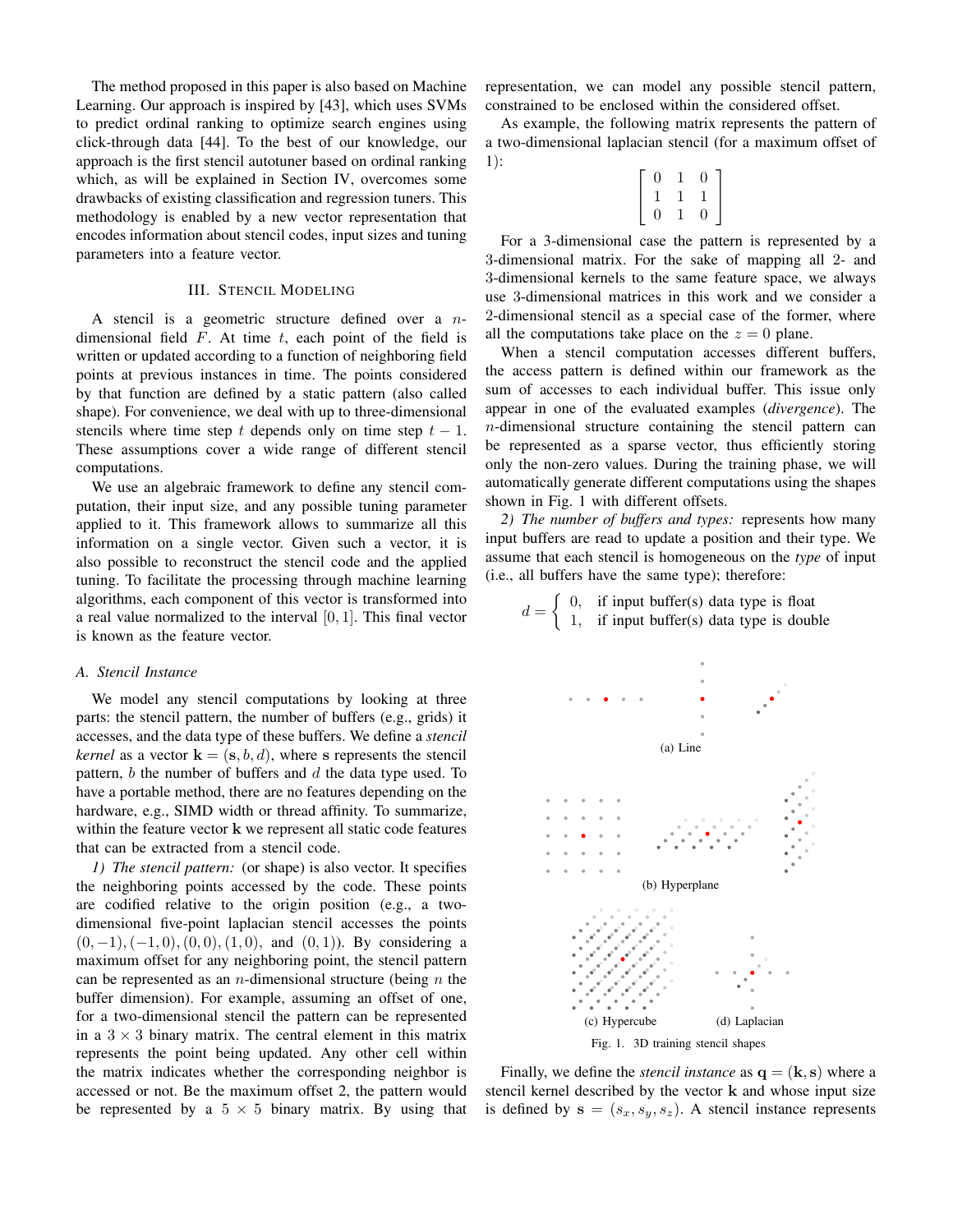The method proposed in this paper is also based on Machine Learning. Our approach is inspired by [43], which uses SVMs to predict ordinal ranking to optimize search engines using click-through data [44]. To the best of our knowledge, our approach is the first stencil autotuner based on ordinal ranking which, as will be explained in Section IV, overcomes some drawbacks of existing classification and regression tuners. This methodology is enabled by a new vector representation that encodes information about stencil codes, input sizes and tuning parameters into a feature vector.

## III. Stencil Modeling

A stencil is a geometric structure defined over a $n$-dimensional field $F$. At time $t$, each point of the field is written or updated according to a function of neighboring field points at previous instances in time. The points considered by that function are defined by a static pattern (also called shape). For convenience, we deal with up to three-dimensional stencils where time step $t$ depends only on time step $t-1$. These assumptions cover a wide range of different stencil computations.

We use an algebraic framework to define any stencil computation, their input size, and any possible tuning parameter applied to it. This framework allows to summarize all this information on a single vector. Given such a vector, it is also possible to reconstruct the stencil code and the applied tuning. To facilitate the processing through machine learning algorithms, each component of this vector is transformed into a real value normalized to the interval $[0, 1]$. This final vector is known as the feature vector.

### A. Stencil Instance

We model any stencil computations by looking at three parts: the stencil pattern, the number of buffers (e.g., grids) it accesses, and the data type of these buffers. We define a *stencil kernel* as a vector $\mathbf{k} = (\mathbf{s}, b, d)$, where $\mathbf{s}$ represents the stencil pattern, $b$ the number of buffers and $d$ the data type used. To have a portable method, there are no features depending on the hardware, e.g., SIMD width or thread affinity. To summarize, within the feature vector $\mathbf{k}$ we represent all static code features that can be extracted from a stencil code.

*1) The stencil pattern:* (or shape) is also vector. It specifies the neighboring points accessed by the code. These points are codified relative to the origin position (e.g., a two-dimensional five-point laplacian stencil accesses the points $(0, -1), (-1, 0), (0, 0), (1, 0)$, and $(0, 1)$). By considering a maximum offset for any neighboring point, the stencil pattern can be represented as an $n$-dimensional structure (being $n$ the buffer dimension). For example, assuming an offset of one, for a two-dimensional stencil the pattern can be represented in a $3 \times 3$ binary matrix. The central element in this matrix represents the point being updated. Any other cell within the matrix indicates whether the corresponding neighbor is accessed or not. Be the maximum offset 2, the pattern would be represented by a $5 \times 5$ binary matrix. By using that representation, we can model any possible stencil pattern, constrained to be enclosed within the considered offset.

As example, the following matrix represents the pattern of a two-dimensional laplacian stencil (for a maximum offset of 1):

$$\begin{bmatrix} 0 & 1 & 0 \\ 1 & 1 & 1 \\ 0 & 1 & 0 \end{bmatrix}$$

For a 3-dimensional case the pattern is represented by a 3-dimensional matrix. For the sake of mapping all 2- and 3-dimensional kernels to the same feature space, we always use 3-dimensional matrices in this work and we consider a 2-dimensional stencil as a special case of the former, where all the computations take place on the $z = 0$ plane.

When a stencil computation accesses different buffers, the access pattern is defined within our framework as the sum of accesses to each individual buffer. This issue only appear in one of the evaluated examples (*divergence*). The $n$-dimensional structure containing the stencil pattern can be represented as a sparse vector, thus efficiently storing only the non-zero values. During the training phase, we will automatically generate different computations using the shapes shown in Fig. 1 with different offsets.

*2) The number of buffers and types:* represents how many input buffers are read to update a position and their type. We assume that each stencil is homogeneous on the *type* of input (i.e., all buffers have the same type); therefore:

$$d = \begin{cases} 0, & \text{if input buffer(s) data type is float} \\ 1, & \text{if input buffer(s) data type is double} \end{cases}$$

(a) Line

(b) Hyperplane

(c) Hypercube

(d) Laplacian

Fig. 1. 3D training stencil shapes

Finally, we define the *stencil instance* as $\mathbf{q} = (\mathbf{k}, \mathbf{s})$ where a stencil kernel described by the vector $\mathbf{k}$ and whose input size is defined by $\mathbf{s} = (s_x, s_y, s_z)$. A stencil instance represents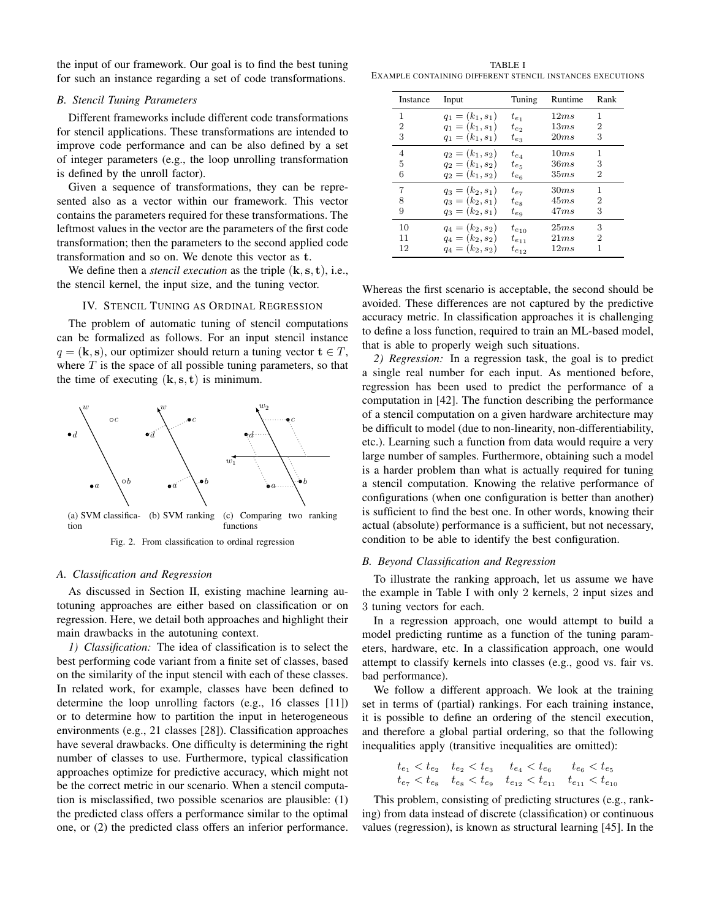the input of our framework. Our goal is to find the best tuning for such an instance regarding a set of code transformations.

### B. Stencil Tuning Parameters

Different frameworks include different code transformations for stencil applications. These transformations are intended to improve code performance and can be also defined by a set of integer parameters (e.g., the loop unrolling transformation is defined by the unroll factor).

Given a sequence of transformations, they can be represented also as a vector within our framework. This vector contains the parameters required for these transformations. The leftmost values in the vector are the parameters of the first code transformation; then the parameters to the second applied code transformation and so on. We denote this vector as $\mathbf{t}$.

We define then a *stencil execution* as the triple $(\mathbf{k}, \mathbf{s}, \mathbf{t})$, i.e., the stencil kernel, the input size, and the tuning vector.

## IV. Stencil Tuning as Ordinal Regression

The problem of automatic tuning of stencil computations can be formalized as follows. For an input stencil instance $q = (\mathbf{k}, \mathbf{s})$, our optimizer should return a tuning vector $\mathbf{t} \in T$, where $T$ is the space of all possible tuning parameters, so that the time of executing $(\mathbf{k}, \mathbf{s}, \mathbf{t})$ is minimum.

(a) SVM classification (b) SVM ranking (c) Comparing two ranking functions

Fig. 2. From classification to ordinal regression

### A. Classification and Regression

As discussed in Section II, existing machine learning autotuning approaches are either based on classification or on regression. Here, we detail both approaches and highlight their main drawbacks in the autotuning context.

*1) Classification:* The idea of classification is to select the best performing code variant from a finite set of classes, based on the similarity of the input stencil with each of these classes. In related work, for example, classes have been defined to determine the loop unrolling factors (e.g., 16 classes [11]) or to determine how to partition the input in heterogeneous environments (e.g., 21 classes [28]). Classification approaches have several drawbacks. One difficulty is determining the right number of classes to use. Furthermore, typical classification approaches optimize for predictive accuracy, which might not be the correct metric in our scenario. When a stencil computation is misclassified, two possible scenarios are plausible: (1) the predicted class offers a performance similar to the optimal one, or (2) the predicted class offers an inferior performance.

TABLE I
Example containing different stencil instances executions

| Instance | Input | Tuning | Runtime | Rank |
|---|---|---|---|---|
| 1 | $q_1 = (k_1, s_1)$ | $t_{e_1}$ | $12ms$ | 1 |
| 2 | $q_1 = (k_1, s_1)$ | $t_{e_2}$ | $13ms$ | 2 |
| 3 | $q_1 = (k_1, s_1)$ | $t_{e_3}$ | $20ms$ | 3 |
| 4 | $q_2 = (k_1, s_2)$ | $t_{e_4}$ | $10ms$ | 1 |
| 5 | $q_2 = (k_1, s_2)$ | $t_{e_5}$ | $36ms$ | 3 |
| 6 | $q_2 = (k_1, s_2)$ | $t_{e_6}$ | $35ms$ | 2 |
| 7 | $q_3 = (k_2, s_1)$ | $t_{e_7}$ | $30ms$ | 1 |
| 8 | $q_3 = (k_2, s_1)$ | $t_{e_8}$ | $45ms$ | 2 |
| 9 | $q_3 = (k_2, s_1)$ | $t_{e_9}$ | $47ms$ | 3 |
| 10 | $q_4 = (k_2, s_2)$ | $t_{e_{10}}$ | $25ms$ | 3 |
| 11 | $q_4 = (k_2, s_2)$ | $t_{e_{11}}$ | $21ms$ | 2 |
| 12 | $q_4 = (k_2, s_2)$ | $t_{e_{12}}$ | $12ms$ | 1 |

Whereas the first scenario is acceptable, the second should be avoided. These differences are not captured by the predictive accuracy metric. In classification approaches it is challenging to define a loss function, required to train an ML-based model, that is able to properly weigh such situations.

*2) Regression:* In a regression task, the goal is to predict a single real number for each input. As mentioned before, regression has been used to predict the performance of a computation in [42]. The function describing the performance of a stencil computation on a given hardware architecture may be difficult to model (due to non-linearity, non-differentiability, etc.). Learning such a function from data would require a very large number of samples. Furthermore, obtaining such a model is a harder problem than what is actually required for tuning a stencil computation. Knowing the relative performance of configurations (when one configuration is better than another) is sufficient to find the best one. In other words, knowing their actual (absolute) performance is a sufficient, but not necessary, condition to be able to identify the best configuration.

### B. Beyond Classification and Regression

To illustrate the ranking approach, let us assume we have the example in Table I with only 2 kernels, 2 input sizes and 3 tuning vectors for each.

In a regression approach, one would attempt to build a model predicting runtime as a function of the tuning parameters, hardware, etc. In a classification approach, one would attempt to classify kernels into classes (e.g., good vs. fair vs. bad performance).

We follow a different approach. We look at the training set in terms of (partial) rankings. For each training instance, it is possible to define an ordering of the stencil execution, and therefore a global partial ordering, so that the following inequalities apply (transitive inequalities are omitted):

$$
\begin{array}{llll}
t_{e_1} < t_{e_2} & t_{e_2} < t_{e_3} & t_{e_4} < t_{e_6} & t_{e_6} < t_{e_5} \\
t_{e_7} < t_{e_8} & t_{e_8} < t_{e_9} & t_{e_{12}} < t_{e_{11}} & t_{e_{11}} < t_{e_{10}}
\end{array}
$$

This problem, consisting of predicting structures (e.g., ranking) from data instead of discrete (classification) or continuous values (regression), is known as structural learning [45]. In the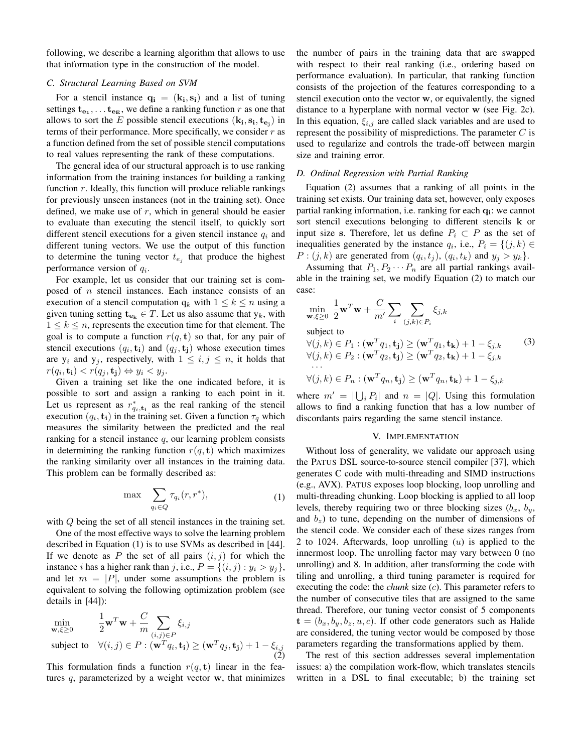following, we describe a learning algorithm that allows to use that information type in the construction of the model.

### C. Structural Learning Based on SVM

For a stencil instance $\mathbf{q_i} = (\mathbf{k_i}, \mathbf{s_i})$ and a list of tuning settings $\mathbf{t_{e_1}}, \ldots \mathbf{t_{e_E}}$, we define a ranking function $r$ as one that allows to sort the $E$ possible stencil executions $(\mathbf{k_i}, \mathbf{s_i}, \mathbf{t_{e_j}})$ in terms of their performance. More specifically, we consider $r$ as a function defined from the set of possible stencil computations to real values representing the rank of these computations.

The general idea of our structural approach is to use ranking information from the training instances for building a ranking function $r$. Ideally, this function will produce reliable rankings for previously unseen instances (not in the training set). Once defined, we make use of $r$, which in general should be easier to evaluate than executing the stencil itself, to quickly sort different stencil executions for a given stencil instance $q_i$ and different tuning vectors. We use the output of this function to determine the tuning vector $t_{e_j}$ that produce the highest performance version of $q_i$.

For example, let us consider that our training set is composed of $n$ stencil instances. Each instance consists of an execution of a stencil computation $\mathrm{q}_k$ with $1 \leq k \leq n$ using a given tuning setting $\mathbf{t_{e_k}} \in T$. Let us also assume that $\mathrm{y}_k$, with $1 \leq k \leq n$, represents the execution time for that element. The goal is to compute a function $r(q, \mathbf{t})$ so that, for any pair of stencil executions $(q_i, \mathbf{t_i})$ and $(q_j, \mathbf{t_j})$ whose execution times are $\mathrm{y}_i$ and $\mathrm{y}_j$, respectively, with $1 \leq i, j \leq n$, it holds that $r(q_i, \mathbf{t_i}) < r(q_j, \mathbf{t_j}) \Leftrightarrow y_i < y_j$.

Given a training set like the one indicated before, it is possible to sort and assign a ranking to each point in it. Let us represent as $r^*_{q_i, \mathbf{t_i}}$ as the real ranking of the stencil execution $(q_i, \mathbf{t_i})$ in the training set. Given a function $\tau_q$ which measures the similarity between the predicted and the real ranking for a stencil instance $q$, our learning problem consists in determining the ranking function $r(q, \mathbf{t})$ which maximizes the ranking similarity over all instances in the training data. This problem can be formally described as:

$$\max \sum_{q_i \in Q} \tau_{q_i}(r, r^*), \tag{1}$$

with $Q$ being the set of all stencil instances in the training set.

One of the most effective ways to solve the learning problem described in Equation (1) is to use SVMs as described in [44]. If we denote as $P$ the set of all pairs $(i, j)$ for which the instance $i$ has a higher rank than $j$, i.e., $P = \{(i, j) : y_i > y_j\}$, and let $m = |P|$, under some assumptions the problem is equivalent to solving the following optimization problem (see details in [44]):

$$\begin{aligned} \min_{\mathbf{w}, \xi \geq 0} \quad & \frac{1}{2}\mathbf{w}^T\mathbf{w} + \frac{C}{m}\sum_{(i,j)\in P} \xi_{i,j} \\ \text{subject to} \quad & \forall (i,j) \in P : (\mathbf{w}^T q_i, \mathbf{t_i}) \geq (\mathbf{w}^T q_j, \mathbf{t_j}) + 1 - \xi_{i,j} \end{aligned} \tag{2}$$

This formulation finds a function $r(q, \mathbf{t})$ linear in the features $q$, parameterized by a weight vector $\mathbf{w}$, that minimizes the number of pairs in the training data that are swapped with respect to their real ranking (i.e., ordering based on performance evaluation). In particular, that ranking function consists of the projection of the features corresponding to a stencil execution onto the vector $\mathbf{w}$, or equivalently, the signed distance to a hyperplane with normal vector $\mathbf{w}$ (see Fig. 2c). In this equation, $\xi_{i,j}$ are called slack variables and are used to represent the possibility of mispredictions. The parameter $C$ is used to regularize and controls the trade-off between margin size and training error.

### D. Ordinal Regression with Partial Ranking

Equation (2) assumes that a ranking of all points in the training set exists. Our training data set, however, only exposes partial ranking information, i.e. ranking for each $\mathbf{q_i}$: we cannot sort stencil executions belonging to different stencils $\mathbf{k}$ or input size $\mathbf{s}$. Therefore, let us define $P_i \subset P$ as the set of inequalities generated by the instance $q_i$, i.e., $P_i = \{(j, k) \in P : (j, k)$ are generated from $(q_i, t_j)$, $(q_i, t_k)$ and $y_j > y_k\}$.

Assuming that $P_1, P_2 \cdots P_n$ are all partial rankings available in the training set, we modify Equation (2) to match our case:

$$\begin{aligned} & \min_{\mathbf{w}, \xi \geq 0} \ \frac{1}{2}\mathbf{w}^T\mathbf{w} + \frac{C}{m'}\sum_i \sum_{(j,k)\in P_i} \xi_{j,k} \\ & \text{subject to} \\ & \forall (j,k) \in P_1 : (\mathbf{w}^T q_1, \mathbf{t_j}) \geq (\mathbf{w}^T q_1, \mathbf{t_k}) + 1 - \xi_{j,k} \\ & \forall (j,k) \in P_2 : (\mathbf{w}^T q_2, \mathbf{t_j}) \geq (\mathbf{w}^T q_2, \mathbf{t_k}) + 1 - \xi_{j,k} \\ & \cdots \\ & \forall (j,k) \in P_n : (\mathbf{w}^T q_n, \mathbf{t_j}) \geq (\mathbf{w}^T q_n, \mathbf{t_k}) + 1 - \xi_{j,k} \end{aligned} \tag{3}$$

where $m' = |\bigcup_i P_i|$ and $n = |Q|$. Using this formulation allows to find a ranking function that has a low number of discordants pairs regarding the same stencil instance.

## V. Implementation

Without loss of generality, we validate our approach using the PATUS DSL source-to-source stencil compiler [37], which generates C code with multi-threading and SIMD instructions (e.g., AVX). PATUS exposes loop blocking, loop unrolling and multi-threading chunking. Loop blocking is applied to all loop levels, thereby requiring two or three blocking sizes ($b_x$, $b_y$, and $b_z$) to tune, depending on the number of dimensions of the stencil code. We consider each of these sizes ranges from 2 to 1024. Afterwards, loop unrolling ($u$) is applied to the innermost loop. The unrolling factor may vary between 0 (no unrolling) and 8. In addition, after transforming the code with tiling and unrolling, a third tuning parameter is required for executing the code: the *chunk* size ($c$). This parameter refers to the number of consecutive tiles that are assigned to the same thread. Therefore, our tuning vector consist of 5 components $\mathbf{t} = (b_x, b_y, b_z, u, c)$. If other code generators such as Halide are considered, the tuning vector would be composed by those parameters regarding the transformations applied by them.

The rest of this section addresses several implementation issues: a) the compilation work-flow, which translates stencils written in a DSL to final executable; b) the training set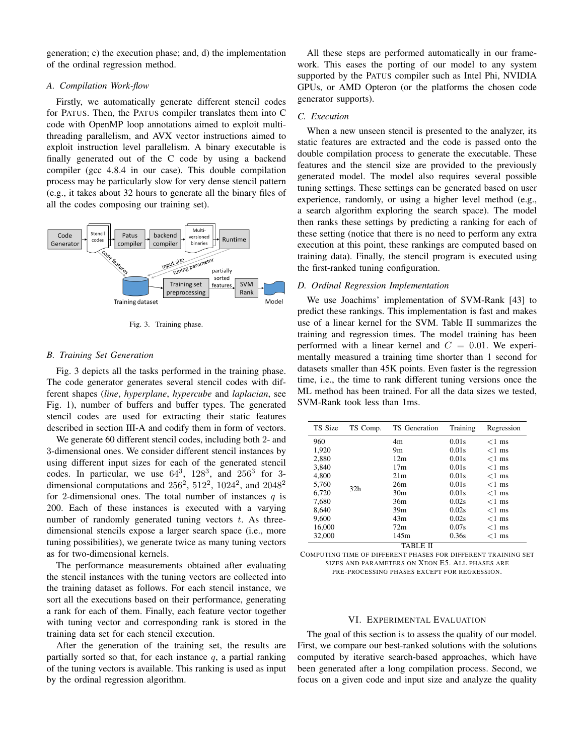generation; c) the execution phase; and, d) the implementation of the ordinal regression method.

### A. Compilation Work-flow

Firstly, we automatically generate different stencil codes for PATUS. Then, the PATUS compiler translates them into C code with OpenMP loop annotations aimed to exploit multi-threading parallelism, and AVX vector instructions aimed to exploit instruction level parallelism. A binary executable is finally generated out of the C code by using a backend compiler (gcc 4.8.4 in our case). This double compilation process may be particularly slow for very dense stencil pattern (e.g., it takes about 32 hours to generate all the binary files of all the codes composing our training set).

Code Generator
Stencil codes
Patus compiler
backend compiler
Multi-versioned binaries
Runtime
code features
input size
tuning parameter
partially sorted features
Training dataset
Training set preprocessing
SVM Rank
Model

Fig. 3. Training phase.

### B. Training Set Generation

Fig. 3 depicts all the tasks performed in the training phase. The code generator generates several stencil codes with different shapes (*line*, *hyperplane*, *hypercube* and *laplacian*, see Fig. 1), number of buffers and buffer types. The generated stencil codes are used for extracting their static features described in section III-A and codify them in form of vectors.

We generate 60 different stencil codes, including both 2- and 3-dimensional ones. We consider different stencil instances by using different input sizes for each of the generated stencil codes. In particular, we use $64^3$, $128^3$, and $256^3$ for 3-dimensional computations and $256^2$, $512^2$, $1024^2$, and $2048^2$ for 2-dimensional ones. The total number of instances $q$ is 200. Each of these instances is executed with a varying number of randomly generated tuning vectors $t$. As three-dimensional stencils expose a larger search space (i.e., more tuning possibilities), we generate twice as many tuning vectors as for two-dimensional kernels.

The performance measurements obtained after evaluating the stencil instances with the tuning vectors are collected into the training dataset as follows. For each stencil instance, we sort all the executions based on their performance, generating a rank for each of them. Finally, each feature vector together with tuning vector and corresponding rank is stored in the training data set for each stencil execution.

After the generation of the training set, the results are partially sorted so that, for each instance $q$, a partial ranking of the tuning vectors is available. This ranking is used as input by the ordinal regression algorithm.

All these steps are performed automatically in our framework. This eases the porting of our model to any system supported by the PATUS compiler such as Intel Phi, NVIDIA GPUs, or AMD Opteron (or the platforms the chosen code generator supports).

### C. Execution

When a new unseen stencil is presented to the analyzer, its static features are extracted and the code is passed onto the double compilation process to generate the executable. These features and the stencil size are provided to the previously generated model. The model also requires several possible tuning settings. These settings can be generated based on user experience, randomly, or using a higher level method (e.g., a search algorithm exploring the search space). The model then ranks these settings by predicting a ranking for each of these setting (notice that there is no need to perform any extra execution at this point, these rankings are computed based on training data). Finally, the stencil program is executed using the first-ranked tuning configuration.

### D. Ordinal Regression Implementation

We use Joachims' implementation of SVM-Rank [43] to predict these rankings. This implementation is fast and makes use of a linear kernel for the SVM. Table II summarizes the training and regression times. The model training has been performed with a linear kernel and $C = 0.01$. We experimentally measured a training time shorter than 1 second for datasets smaller than 45K points. Even faster is the regression time, i.e., the time to rank different tuning versions once the ML method has been trained. For all the data sizes we tested, SVM-Rank took less than 1ms.

| TS Size | TS Comp. | TS Generation | Training | Regression |
|---|---|---|---|---|
| 960 | 32h | 4m | 0.01s | <1 ms |
| 1,920 | | 9m | 0.01s | <1 ms |
| 2,880 | | 12m | 0.01s | <1 ms |
| 3,840 | | 17m | 0.01s | <1 ms |
| 4,800 | | 21m | 0.01s | <1 ms |
| 5,760 | | 26m | 0.01s | <1 ms |
| 6,720 | | 30m | 0.01s | <1 ms |
| 7,680 | | 36m | 0.02s | <1 ms |
| 8,640 | | 39m | 0.02s | <1 ms |
| 9,600 | | 43m | 0.02s | <1 ms |
| 16,000 | | 72m | 0.07s | <1 ms |
| 32,000 | | 145m | 0.36s | <1 ms |

TABLE II

COMPUTING TIME OF DIFFERENT PHASES FOR DIFFERENT TRAINING SET SIZES AND PARAMETERS ON XEON E5. ALL PHASES ARE PRE-PROCESSING PHASES EXCEPT FOR REGRESSION.

## VI. EXPERIMENTAL EVALUATION

The goal of this section is to assess the quality of our model. First, we compare our best-ranked solutions with the solutions computed by iterative search-based approaches, which have been generated after a long compilation process. Second, we focus on a given code and input size and analyze the quality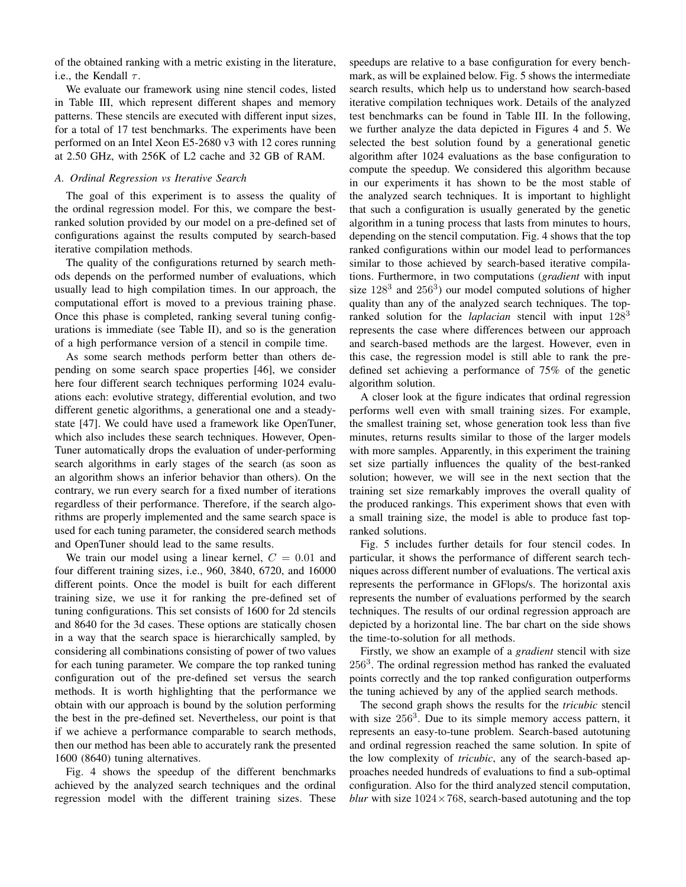of the obtained ranking with a metric existing in the literature, i.e., the Kendall $\tau$.

We evaluate our framework using nine stencil codes, listed in Table III, which represent different shapes and memory patterns. These stencils are executed with different input sizes, for a total of 17 test benchmarks. The experiments have been performed on an Intel Xeon E5-2680 v3 with 12 cores running at 2.50 GHz, with 256K of L2 cache and 32 GB of RAM.

### A. Ordinal Regression vs Iterative Search

The goal of this experiment is to assess the quality of the ordinal regression model. For this, we compare the best-ranked solution provided by our model on a pre-defined set of configurations against the results computed by search-based iterative compilation methods.

The quality of the configurations returned by search methods depends on the performed number of evaluations, which usually lead to high compilation times. In our approach, the computational effort is moved to a previous training phase. Once this phase is completed, ranking several tuning configurations is immediate (see Table II), and so is the generation of a high performance version of a stencil in compile time.

As some search methods perform better than others depending on some search space properties [46], we consider here four different search techniques performing 1024 evaluations each: evolutive strategy, differential evolution, and two different genetic algorithms, a generational one and a steady-state [47]. We could have used a framework like OpenTuner, which also includes these search techniques. However, OpenTuner automatically drops the evaluation of under-performing search algorithms in early stages of the search (as soon as an algorithm shows an inferior behavior than others). On the contrary, we run every search for a fixed number of iterations regardless of their performance. Therefore, if the search algorithms are properly implemented and the same search space is used for each tuning parameter, the considered search methods and OpenTuner should lead to the same results.

We train our model using a linear kernel, $C = 0.01$ and four different training sizes, i.e., 960, 3840, 6720, and 16000 different points. Once the model is built for each different training size, we use it for ranking the pre-defined set of tuning configurations. This set consists of 1600 for 2d stencils and 8640 for the 3d cases. These options are statically chosen in a way that the search space is hierarchically sampled, by considering all combinations consisting of power of two values for each tuning parameter. We compare the top ranked tuning configuration out of the pre-defined set versus the search methods. It is worth highlighting that the performance we obtain with our approach is bound by the solution performing the best in the pre-defined set. Nevertheless, our point is that if we achieve a performance comparable to search methods, then our method has been able to accurately rank the presented 1600 (8640) tuning alternatives.

Fig. 4 shows the speedup of the different benchmarks achieved by the analyzed search techniques and the ordinal regression model with the different training sizes. These speedups are relative to a base configuration for every benchmark, as will be explained below. Fig. 5 shows the intermediate search results, which help us to understand how search-based iterative compilation techniques work. Details of the analyzed test benchmarks can be found in Table III. In the following, we further analyze the data depicted in Figures 4 and 5. We selected the best solution found by a generational genetic algorithm after 1024 evaluations as the base configuration to compute the speedup. We considered this algorithm because in our experiments it has shown to be the most stable of the analyzed search techniques. It is important to highlight that such a configuration is usually generated by the genetic algorithm in a tuning process that lasts from minutes to hours, depending on the stencil computation. Fig. 4 shows that the top ranked configurations within our model lead to performances similar to those achieved by search-based iterative compilations. Furthermore, in two computations (*gradient* with input size $128^3$ and $256^3$) our model computed solutions of higher quality than any of the analyzed search techniques. The top-ranked solution for the *laplacian* stencil with input $128^3$ represents the case where differences between our approach and search-based methods are the largest. However, even in this case, the regression model is still able to rank the pre-defined set achieving a performance of 75% of the genetic algorithm solution.

A closer look at the figure indicates that ordinal regression performs well even with small training sizes. For example, the smallest training set, whose generation took less than five minutes, returns results similar to those of the larger models with more samples. Apparently, in this experiment the training set size partially influences the quality of the best-ranked solution; however, we will see in the next section that the training set size remarkably improves the overall quality of the produced rankings. This experiment shows that even with a small training size, the model is able to produce fast top-ranked solutions.

Fig. 5 includes further details for four stencil codes. In particular, it shows the performance of different search techniques across different number of evaluations. The vertical axis represents the performance in GFlops/s. The horizontal axis represents the number of evaluations performed by the search techniques. The results of our ordinal regression approach are depicted by a horizontal line. The bar chart on the side shows the time-to-solution for all methods.

Firstly, we show an example of a *gradient* stencil with size $256^3$. The ordinal regression method has ranked the evaluated points correctly and the top ranked configuration outperforms the tuning achieved by any of the applied search methods.

The second graph shows the results for the *tricubic* stencil with size $256^3$. Due to its simple memory access pattern, it represents an easy-to-tune problem. Search-based autotuning and ordinal regression reached the same solution. In spite of the low complexity of *tricubic*, any of the search-based approaches needed hundreds of evaluations to find a sub-optimal configuration. Also for the third analyzed stencil computation, *blur* with size $1024 \times 768$, search-based autotuning and the top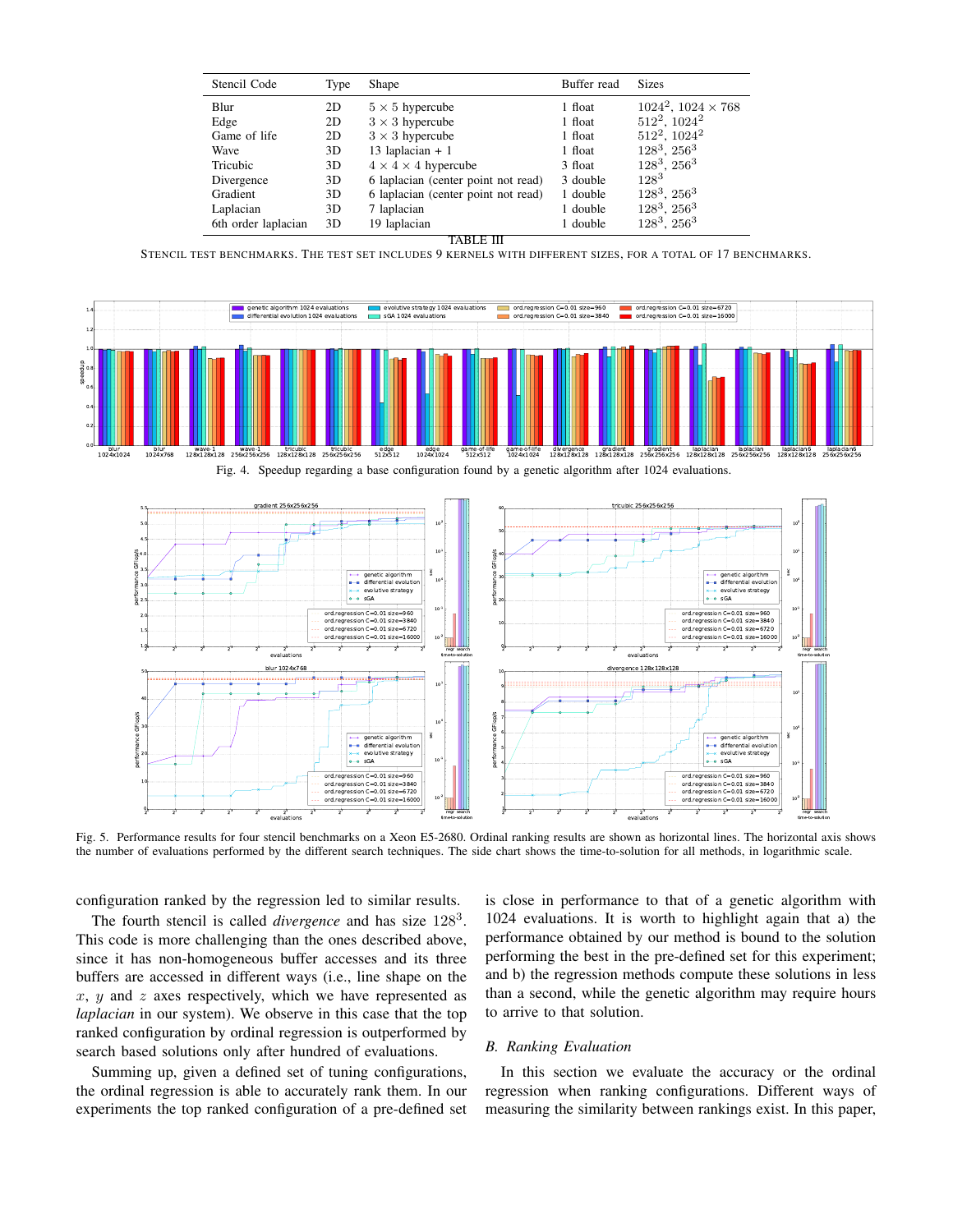| Stencil Code | Type | Shape | Buffer read | Sizes |
|---|---|---|---|---|
| Blur | 2D | $5 \times 5$ hypercube | 1 float | $1024^2$, $1024 \times 768$ |
| Edge | 2D | $3 \times 3$ hypercube | 1 float | $512^2$, $1024^2$ |
| Game of life | 2D | $3 \times 3$ hypercube | 1 float | $512^2$, $1024^2$ |
| Wave | 3D | 13 laplacian + 1 | 1 float | $128^3$, $256^3$ |
| Tricubic | 3D | $4 \times 4 \times 4$ hypercube | 3 float | $128^3$, $256^3$ |
| Divergence | 3D | 6 laplacian (center point not read) | 3 double | $128^3$ |
| Gradient | 3D | 6 laplacian (center point not read) | 1 double | $128^3$, $256^3$ |
| Laplacian | 3D | 7 laplacian | 1 double | $128^3$, $256^3$ |
| 6th order laplacian | 3D | 19 laplacian | 1 double | $128^3$, $256^3$ |

TABLE III

STENCIL TEST BENCHMARKS. THE TEST SET INCLUDES 9 KERNELS WITH DIFFERENT SIZES, FOR A TOTAL OF 17 BENCHMARKS.

Fig. 4. Speedup regarding a base configuration found by a genetic algorithm after 1024 evaluations.

Fig. 5. Performance results for four stencil benchmarks on a Xeon E5-2680. Ordinal ranking results are shown as horizontal lines. The horizontal axis shows the number of evaluations performed by the different search techniques. The side chart shows the time-to-solution for all methods, in logarithmic scale.

configuration ranked by the regression led to similar results.

The fourth stencil is called *divergence* and has size $128^3$. This code is more challenging than the ones described above, since it has non-homogeneous buffer accesses and its three buffers are accessed in different ways (i.e., line shape on the $x$, $y$ and $z$ axes respectively, which we have represented as *laplacian* in our system). We observe in this case that the top ranked configuration by ordinal regression is outperformed by search based solutions only after hundred of evaluations.

Summing up, given a defined set of tuning configurations, the ordinal regression is able to accurately rank them. In our experiments the top ranked configuration of a pre-defined set is close in performance to that of a genetic algorithm with 1024 evaluations. It is worth to highlight again that a) the performance obtained by our method is bound to the solution performing the best in the pre-defined set for this experiment; and b) the regression methods compute these solutions in less than a second, while the genetic algorithm may require hours to arrive to that solution.

### B. Ranking Evaluation

In this section we evaluate the accuracy or the ordinal regression when ranking configurations. Different ways of measuring the similarity between rankings exist. In this paper,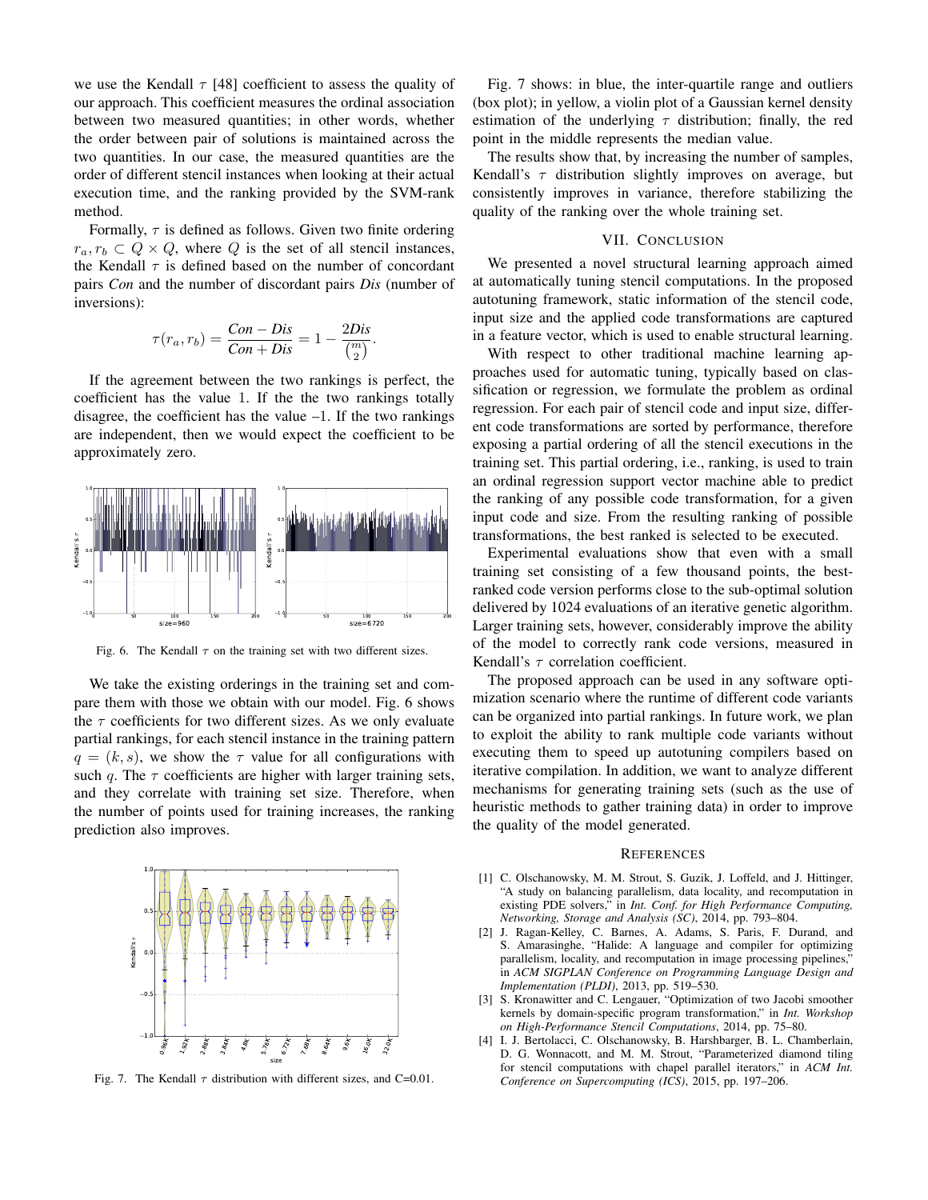we use the Kendall $\tau$ [48] coefficient to assess the quality of our approach. This coefficient measures the ordinal association between two measured quantities; in other words, whether the order between pair of solutions is maintained across the two quantities. In our case, the measured quantities are the order of different stencil instances when looking at their actual execution time, and the ranking provided by the SVM-rank method.

Formally, $\tau$ is defined as follows. Given two finite ordering $r_a, r_b \subset Q \times Q$, where $Q$ is the set of all stencil instances, the Kendall $\tau$ is defined based on the number of concordant pairs *Con* and the number of discordant pairs *Dis* (number of inversions):

$$\tau(r_a, r_b) = \frac{\mathit{Con} - \mathit{Dis}}{\mathit{Con} + \mathit{Dis}} = 1 - \frac{2\mathit{Dis}}{\binom{m}{2}}.$$

If the agreement between the two rankings is perfect, the coefficient has the value 1. If the the two rankings totally disagree, the coefficient has the value –1. If the two rankings are independent, then we would expect the coefficient to be approximately zero.

Kendall's τ
size=960
size=6720

Fig. 6. The Kendall $\tau$ on the training set with two different sizes.

We take the existing orderings in the training set and compare them with those we obtain with our model. Fig. 6 shows the $\tau$ coefficients for two different sizes. As we only evaluate partial rankings, for each stencil instance in the training pattern $q = (k, s)$, we show the $\tau$ value for all configurations with such $q$. The $\tau$ coefficients are higher with larger training sets, and they correlate with training set size. Therefore, when the number of points used for training increases, the ranking prediction also improves.

Kendall's τ
size
0.96K 1.92K 2.88K 3.84K 4.8K 5.76K 6.72K 7.68K 8.64K 9.6K 16.0K 32.0K

Fig. 7. The Kendall $\tau$ distribution with different sizes, and C=0.01.

Fig. 7 shows: in blue, the inter-quartile range and outliers (box plot); in yellow, a violin plot of a Gaussian kernel density estimation of the underlying $\tau$ distribution; finally, the red point in the middle represents the median value.

The results show that, by increasing the number of samples, Kendall's $\tau$ distribution slightly improves on average, but consistently improves in variance, therefore stabilizing the quality of the ranking over the whole training set.

## VII. Conclusion

We presented a novel structural learning approach aimed at automatically tuning stencil computations. In the proposed autotuning framework, static information of the stencil code, input size and the applied code transformations are captured in a feature vector, which is used to enable structural learning.

With respect to other traditional machine learning approaches used for automatic tuning, typically based on classification or regression, we formulate the problem as ordinal regression. For each pair of stencil code and input size, different code transformations are sorted by performance, therefore exposing a partial ordering of all the stencil executions in the training set. This partial ordering, i.e., ranking, is used to train an ordinal regression support vector machine able to predict the ranking of any possible code transformation, for a given input code and size. From the resulting ranking of possible transformations, the best ranked is selected to be executed.

Experimental evaluations show that even with a small training set consisting of a few thousand points, the best-ranked code version performs close to the sub-optimal solution delivered by 1024 evaluations of an iterative genetic algorithm. Larger training sets, however, considerably improve the ability of the model to correctly rank code versions, measured in Kendall's $\tau$ correlation coefficient.

The proposed approach can be used in any software optimization scenario where the runtime of different code variants can be organized into partial rankings. In future work, we plan to exploit the ability to rank multiple code variants without executing them to speed up autotuning compilers based on iterative compilation. In addition, we want to analyze different mechanisms for generating training sets (such as the use of heuristic methods to gather training data) in order to improve the quality of the model generated.

## References

[1] C. Olschanowsky, M. M. Strout, S. Guzik, J. Loffeld, and J. Hittinger, "A study on balancing parallelism, data locality, and recomputation in existing PDE solvers," in *Int. Conf. for High Performance Computing, Networking, Storage and Analysis (SC)*, 2014, pp. 793–804.

[2] J. Ragan-Kelley, C. Barnes, A. Adams, S. Paris, F. Durand, and S. Amarasinghe, "Halide: A language and compiler for optimizing parallelism, locality, and recomputation in image processing pipelines," in *ACM SIGPLAN Conference on Programming Language Design and Implementation (PLDI)*, 2013, pp. 519–530.

[3] S. Kronawitter and C. Lengauer, "Optimization of two Jacobi smoother kernels by domain-specific program transformation," in *Int. Workshop on High-Performance Stencil Computations*, 2014, pp. 75–80.

[4] I. J. Bertolacci, C. Olschanowsky, B. Harshbarger, B. L. Chamberlain, D. G. Wonnacott, and M. M. Strout, "Parameterized diamond tiling for stencil computations with chapel parallel iterators," in *ACM Int. Conference on Supercomputing (ICS)*, 2015, pp. 197–206.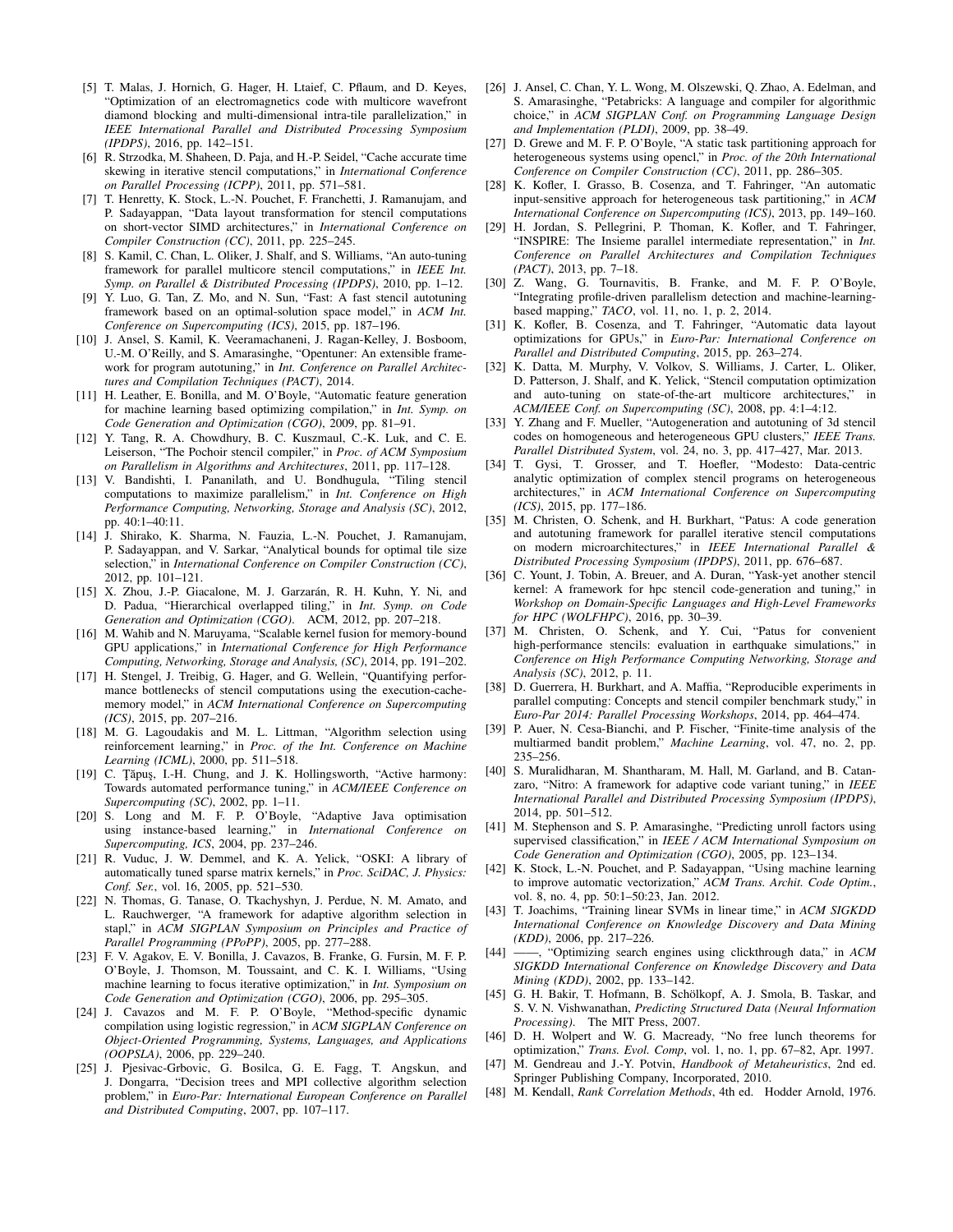[5] T. Malas, J. Hornich, G. Hager, H. Ltaief, C. Pflaum, and D. Keyes, "Optimization of an electromagnetics code with multicore wavefront diamond blocking and multi-dimensional intra-tile parallelization," in *IEEE International Parallel and Distributed Processing Symposium (IPDPS)*, 2016, pp. 142–151.

[6] R. Strzodka, M. Shaheen, D. Paja, and H.-P. Seidel, "Cache accurate time skewing in iterative stencil computations," in *International Conference on Parallel Processing (ICPP)*, 2011, pp. 571–581.

[7] T. Henretty, K. Stock, L.-N. Pouchet, F. Franchetti, J. Ramanujam, and P. Sadayappan, "Data layout transformation for stencil computations on short-vector SIMD architectures," in *International Conference on Compiler Construction (CC)*, 2011, pp. 225–245.

[8] S. Kamil, C. Chan, L. Oliker, J. Shalf, and S. Williams, "An auto-tuning framework for parallel multicore stencil computations," in *IEEE Int. Symp. on Parallel & Distributed Processing (IPDPS)*, 2010, pp. 1–12.

[9] Y. Luo, G. Tan, Z. Mo, and N. Sun, "Fast: A fast stencil autotuning framework based on an optimal-solution space model," in *ACM Int. Conference on Supercomputing (ICS)*, 2015, pp. 187–196.

[10] J. Ansel, S. Kamil, K. Veeramachaneni, J. Ragan-Kelley, J. Bosboom, U.-M. O'Reilly, and S. Amarasinghe, "Opentuner: An extensible framework for program autotuning," in *Int. Conference on Parallel Architectures and Compilation Techniques (PACT)*, 2014.

[11] H. Leather, E. Bonilla, and M. O'Boyle, "Automatic feature generation for machine learning based optimizing compilation," in *Int. Symp. on Code Generation and Optimization (CGO)*, 2009, pp. 81–91.

[12] Y. Tang, R. A. Chowdhury, B. C. Kuszmaul, C.-K. Luk, and C. E. Leiserson, "The Pochoir stencil compiler," in *Proc. of ACM Symposium on Parallelism in Algorithms and Architectures*, 2011, pp. 117–128.

[13] V. Bandishti, I. Pananilath, and U. Bondhugula, "Tiling stencil computations to maximize parallelism," in *Int. Conference on High Performance Computing, Networking, Storage and Analysis (SC)*, 2012, pp. 40:1–40:11.

[14] J. Shirako, K. Sharma, N. Fauzia, L.-N. Pouchet, J. Ramanujam, P. Sadayappan, and V. Sarkar, "Analytical bounds for optimal tile size selection," in *International Conference on Compiler Construction (CC)*, 2012, pp. 101–121.

[15] X. Zhou, J.-P. Giacalone, M. J. Garzarán, R. H. Kuhn, Y. Ni, and D. Padua, "Hierarchical overlapped tiling," in *Int. Symp. on Code Generation and Optimization (CGO)*. ACM, 2012, pp. 207–218.

[16] M. Wahib and N. Maruyama, "Scalable kernel fusion for memory-bound GPU applications," in *International Conference for High Performance Computing, Networking, Storage and Analysis, (SC)*, 2014, pp. 191–202.

[17] H. Stengel, J. Treibig, G. Hager, and G. Wellein, "Quantifying performance bottlenecks of stencil computations using the execution-cache-memory model," in *ACM International Conference on Supercomputing (ICS)*, 2015, pp. 207–216.

[18] M. G. Lagoudakis and M. L. Littman, "Algorithm selection using reinforcement learning," in *Proc. of the Int. Conference on Machine Learning (ICML)*, 2000, pp. 511–518.

[19] C. Ţăpuş, I.-H. Chung, and J. K. Hollingsworth, "Active harmony: Towards automated performance tuning," in *ACM/IEEE Conference on Supercomputing (SC)*, 2002, pp. 1–11.

[20] S. Long and M. F. P. O'Boyle, "Adaptive Java optimisation using instance-based learning," in *International Conference on Supercomputing, ICS*, 2004, pp. 237–246.

[21] R. Vuduc, J. W. Demmel, and K. A. Yelick, "OSKI: A library of automatically tuned sparse matrix kernels," in *Proc. SciDAC, J. Physics: Conf. Ser.*, vol. 16, 2005, pp. 521–530.

[22] N. Thomas, G. Tanase, O. Tkachyshyn, J. Perdue, N. M. Amato, and L. Rauchwerger, "A framework for adaptive algorithm selection in stapl," in *ACM SIGPLAN Symposium on Principles and Practice of Parallel Programming (PPoPP)*, 2005, pp. 277–288.

[23] F. V. Agakov, E. V. Bonilla, J. Cavazos, B. Franke, G. Fursin, M. F. P. O'Boyle, J. Thomson, M. Toussaint, and C. K. I. Williams, "Using machine learning to focus iterative optimization," in *Int. Symposium on Code Generation and Optimization (CGO)*, 2006, pp. 295–305.

[24] J. Cavazos and M. F. P. O'Boyle, "Method-specific dynamic compilation using logistic regression," in *ACM SIGPLAN Conference on Object-Oriented Programming, Systems, Languages, and Applications (OOPSLA)*, 2006, pp. 229–240.

[25] J. Pjesivac-Grbovic, G. Bosilca, G. E. Fagg, T. Angskun, and J. Dongarra, "Decision trees and MPI collective algorithm selection problem," in *Euro-Par: International European Conference on Parallel and Distributed Computing*, 2007, pp. 107–117.

[26] J. Ansel, C. Chan, Y. L. Wong, M. Olszewski, Q. Zhao, A. Edelman, and S. Amarasinghe, "Petabricks: A language and compiler for algorithmic choice," in *ACM SIGPLAN Conf. on Programming Language Design and Implementation (PLDI)*, 2009, pp. 38–49.

[27] D. Grewe and M. F. P. O'Boyle, "A static task partitioning approach for heterogeneous systems using opencl," in *Proc. of the 20th International Conference on Compiler Construction (CC)*, 2011, pp. 286–305.

[28] K. Kofler, I. Grasso, B. Cosenza, and T. Fahringer, "An automatic input-sensitive approach for heterogeneous task partitioning," in *ACM International Conference on Supercomputing (ICS)*, 2013, pp. 149–160.

[29] H. Jordan, S. Pellegrini, P. Thoman, K. Kofler, and T. Fahringer, "INSPIRE: The Insieme parallel intermediate representation," in *Int. Conference on Parallel Architectures and Compilation Techniques (PACT)*, 2013, pp. 7–18.

[30] Z. Wang, G. Tournavitis, B. Franke, and M. F. P. O'Boyle, "Integrating profile-driven parallelism detection and machine-learning-based mapping," *TACO*, vol. 11, no. 1, p. 2, 2014.

[31] K. Kofler, B. Cosenza, and T. Fahringer, "Automatic data layout optimizations for GPUs," in *Euro-Par: International Conference on Parallel and Distributed Computing*, 2015, pp. 263–274.

[32] K. Datta, M. Murphy, V. Volkov, S. Williams, J. Carter, L. Oliker, D. Patterson, J. Shalf, and K. Yelick, "Stencil computation optimization and auto-tuning on state-of-the-art multicore architectures," in *ACM/IEEE Conf. on Supercomputing (SC)*, 2008, pp. 4:1–4:12.

[33] Y. Zhang and F. Mueller, "Autogeneration and autotuning of 3d stencil codes on homogeneous and heterogeneous GPU clusters," *IEEE Trans. Parallel Distributed System*, vol. 24, no. 3, pp. 417–427, Mar. 2013.

[34] T. Gysi, T. Grosser, and T. Hoefler, "Modesto: Data-centric analytic optimization of complex stencil programs on heterogeneous architectures," in *ACM International Conference on Supercomputing (ICS)*, 2015, pp. 177–186.

[35] M. Christen, O. Schenk, and H. Burkhart, "Patus: A code generation and autotuning framework for parallel iterative stencil computations on modern microarchitectures," in *IEEE International Parallel & Distributed Processing Symposium (IPDPS)*, 2011, pp. 676–687.

[36] C. Yount, J. Tobin, A. Breuer, and A. Duran, "Yask-yet another stencil kernel: A framework for hpc stencil code-generation and tuning," in *Workshop on Domain-Specific Languages and High-Level Frameworks for HPC (WOLFHPC)*, 2016, pp. 30–39.

[37] M. Christen, O. Schenk, and Y. Cui, "Patus for convenient high-performance stencils: evaluation in earthquake simulations," in *Conference on High Performance Computing Networking, Storage and Analysis (SC)*, 2012, p. 11.

[38] D. Guerrera, H. Burkhart, and A. Maffia, "Reproducible experiments in parallel computing: Concepts and stencil compiler benchmark study," in *Euro-Par 2014: Parallel Processing Workshops*, 2014, pp. 464–474.

[39] P. Auer, N. Cesa-Bianchi, and P. Fischer, "Finite-time analysis of the multiarmed bandit problem," *Machine Learning*, vol. 47, no. 2, pp. 235–256.

[40] S. Muralidharan, M. Shantharam, M. Hall, M. Garland, and B. Catanzaro, "Nitro: A framework for adaptive code variant tuning," in *IEEE International Parallel and Distributed Processing Symposium (IPDPS)*, 2014, pp. 501–512.

[41] M. Stephenson and S. P. Amarasinghe, "Predicting unroll factors using supervised classification," in *IEEE / ACM International Symposium on Code Generation and Optimization (CGO)*, 2005, pp. 123–134.

[42] K. Stock, L.-N. Pouchet, and P. Sadayappan, "Using machine learning to improve automatic vectorization," *ACM Trans. Archit. Code Optim.*, vol. 8, no. 4, pp. 50:1–50:23, Jan. 2012.

[43] T. Joachims, "Training linear SVMs in linear time," in *ACM SIGKDD International Conference on Knowledge Discovery and Data Mining (KDD)*, 2006, pp. 217–226.

[44] ——, "Optimizing search engines using clickthrough data," in *ACM SIGKDD International Conference on Knowledge Discovery and Data Mining (KDD)*, 2002, pp. 133–142.

[45] G. H. Bakir, T. Hofmann, B. Schölkopf, A. J. Smola, B. Taskar, and S. V. N. Vishwanathan, *Predicting Structured Data (Neural Information Processing)*. The MIT Press, 2007.

[46] D. H. Wolpert and W. G. Macready, "No free lunch theorems for optimization," *Trans. Evol. Comp*, vol. 1, no. 1, pp. 67–82, Apr. 1997.

[47] M. Gendreau and J.-Y. Potvin, *Handbook of Metaheuristics*, 2nd ed. Springer Publishing Company, Incorporated, 2010.

[48] M. Kendall, *Rank Correlation Methods*, 4th ed. Hodder Arnold, 1976.